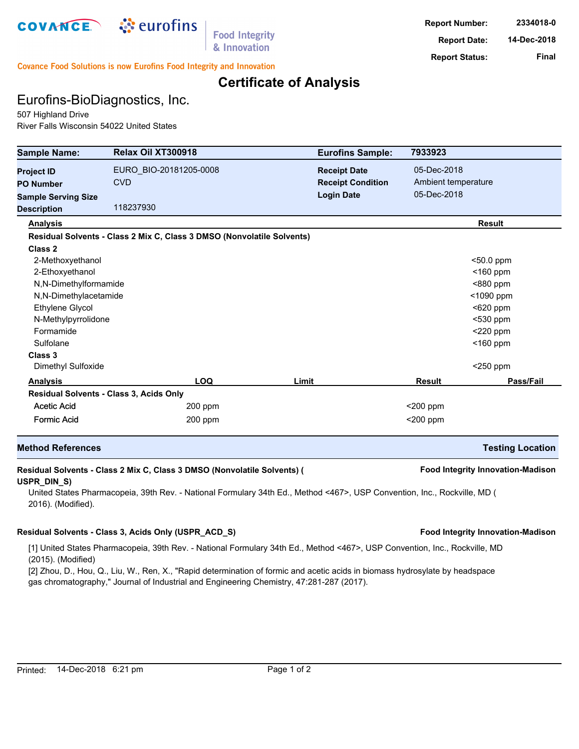COVANCE | eurofins | Food Integrity & Innovation

Covance Food Solutions is now Eurofins Food Integrity and Innovation

**Report Number:** 2334018-0
**Report Date:** 14-Dec-2018
**Report Status:** Final

# Certificate of Analysis

## Eurofins-BioDiagnostics, Inc.

507 Highland Drive
River Falls Wisconsin 54022 United States

| **Sample Name:** | **Relax Oil XT300918** | **Eurofins Sample:** | **7933923** |
|---|---|---|---|
| **Project ID** | EURO_BIO-20181205-0008 | **Receipt Date** | 05-Dec-2018 |
| **PO Number** | CVD | **Receipt Condition** | Ambient temperature |
| **Sample Serving Size** | | **Login Date** | 05-Dec-2018 |
| **Description** | 118237930 | | |

| Analysis | Result |
|---|---|
| **Residual Solvents - Class 2 Mix C, Class 3 DMSO (Nonvolatile Solvents)** | |
| **Class 2** | |
| 2-Methoxyethanol | <50.0 ppm |
| 2-Ethoxyethanol | <160 ppm |
| N,N-Dimethylformamide | <880 ppm |
| N,N-Dimethylacetamide | <1090 ppm |
| Ethylene Glycol | <620 ppm |
| N-Methylpyrrolidone | <530 ppm |
| Formamide | <220 ppm |
| Sulfolane | <160 ppm |
| **Class 3** | |
| Dimethyl Sulfoxide | <250 ppm |

| Analysis | LOQ | Limit | Result | Pass/Fail |
|---|---|---|---|---|
| **Residual Solvents - Class 3, Acids Only** | | | | |
| Acetic Acid | 200 ppm | | <200 ppm | |
| Formic Acid | 200 ppm | | <200 ppm | |

## Method References — Testing Location

**Residual Solvents - Class 2 Mix C, Class 3 DMSO (Nonvolatile Solvents) ( USPR_DIN_S)** — **Food Integrity Innovation-Madison**

United States Pharmacopeia, 39th Rev. - National Formulary 34th Ed., Method <467>, USP Convention, Inc., Rockville, MD ( 2016). (Modified).

**Residual Solvents - Class 3, Acids Only (USPR_ACD_S)** — **Food Integrity Innovation-Madison**

[1] United States Pharmacopeia, 39th Rev. - National Formulary 34th Ed., Method <467>, USP Convention, Inc., Rockville, MD (2015). (Modified)
[2] Zhou, D., Hou, Q., Liu, W., Ren, X., "Rapid determination of formic and acetic acids in biomass hydrosylate by headspace gas chromatography," Journal of Industrial and Engineering Chemistry, 47:281-287 (2017).

Printed: 14-Dec-2018 6:21 pm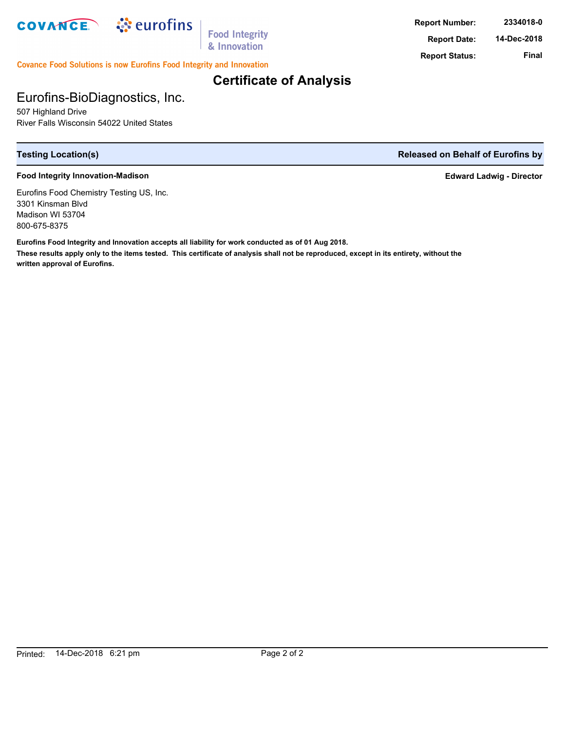Covance Food Solutions is now Eurofins Food Integrity and Innovation

| | |
|---|---|
| **Report Number:** | **2334018-0** |
| **Report Date:** | **14-Dec-2018** |
| **Report Status:** | **Final** |

# Certificate of Analysis

## Eurofins-BioDiagnostics, Inc.

507 Highland Drive
River Falls Wisconsin 54022 United States

| Testing Location(s) | Released on Behalf of Eurofins by |
|---|---|
| **Food Integrity Innovation-Madison** | **Edward Ladwig - Director** |

Eurofins Food Chemistry Testing US, Inc.
3301 Kinsman Blvd
Madison WI 53704
800-675-8375

**Eurofins Food Integrity and Innovation accepts all liability for work conducted as of 01 Aug 2018.**

**These results apply only to the items tested. This certificate of analysis shall not be reproduced, except in its entirety, without the written approval of Eurofins.**

Printed: 14-Dec-2018 6:21 pm